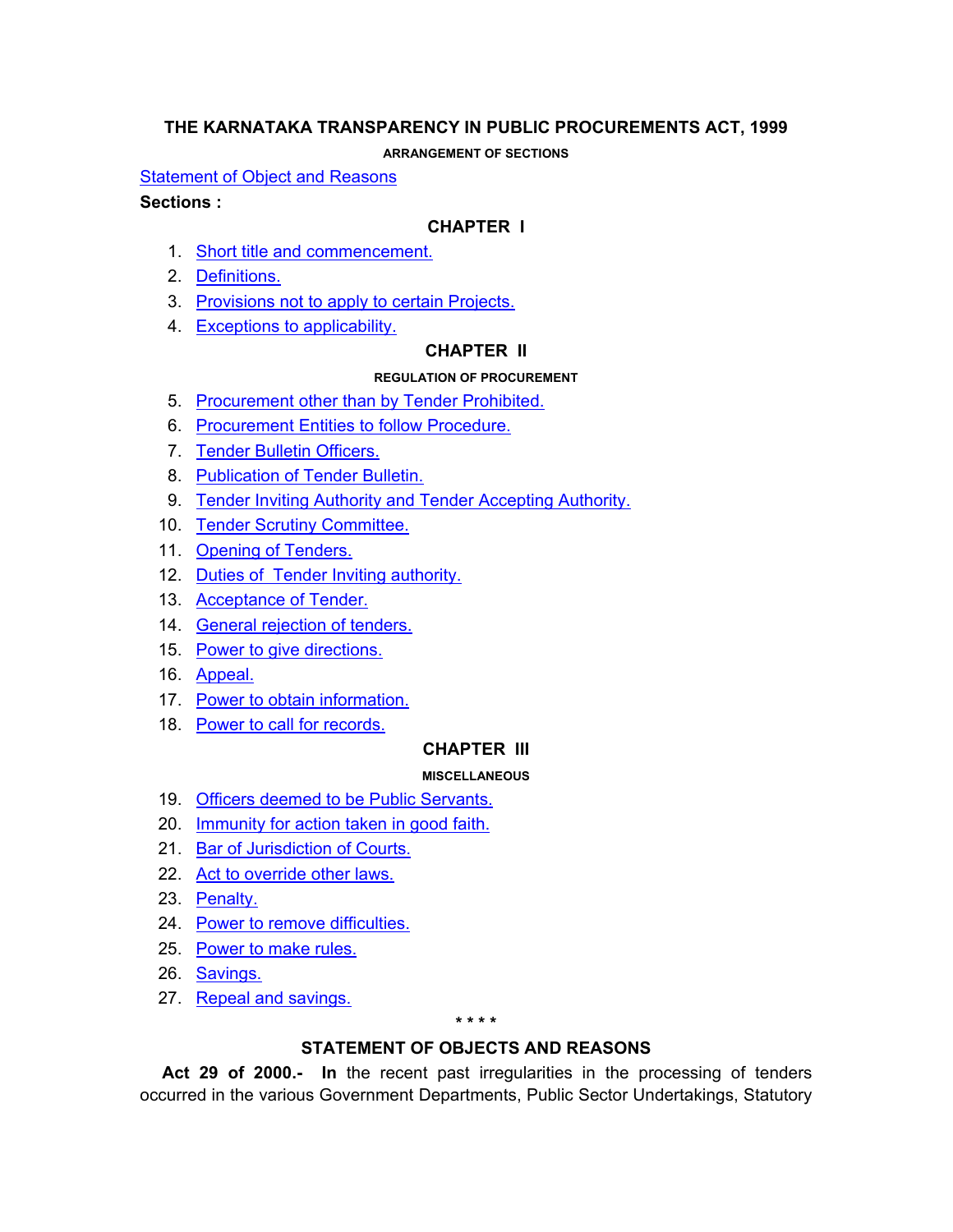# THE KARNATAKA TRANSPARENCY IN PUBLIC PROCUREMENTS ACT, 1999

### ARRANGEMENT OF SECTIONS

Statement of Object and Reasons

**Sections :**

## CHAPTER I

1. Short title and commencement.
2. Definitions.
3. Provisions not to apply to certain Projects.
4. Exceptions to applicability.

## CHAPTER II

### REGULATION OF PROCUREMENT

5. Procurement other than by Tender Prohibited.
6. Procurement Entities to follow Procedure.
7. Tender Bulletin Officers.
8. Publication of Tender Bulletin.
9. Tender Inviting Authority and Tender Accepting Authority.
10. Tender Scrutiny Committee.
11. Opening of Tenders.
12. Duties of Tender Inviting authority.
13. Acceptance of Tender.
14. General rejection of tenders.
15. Power to give directions.
16. Appeal.
17. Power to obtain information.
18. Power to call for records.

## CHAPTER III

### MISCELLANEOUS

19. Officers deemed to be Public Servants.
20. Immunity for action taken in good faith.
21. Bar of Jurisdiction of Courts.
22. Act to override other laws.
23. Penalty.
24. Power to remove difficulties.
25. Power to make rules.
26. Savings.
27. Repeal and savings.

\* \* \* \*

## STATEMENT OF OBJECTS AND REASONS

**Act 29 of 2000.- In** the recent past irregularities in the processing of tenders occurred in the various Government Departments, Public Sector Undertakings, Statutory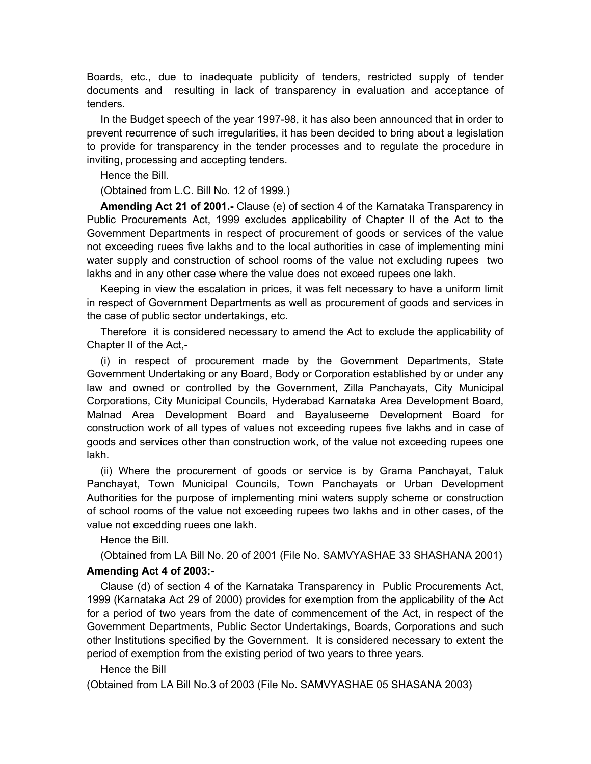Boards, etc., due to inadequate publicity of tenders, restricted supply of tender documents and resulting in lack of transparency in evaluation and acceptance of tenders.

In the Budget speech of the year 1997-98, it has also been announced that in order to prevent recurrence of such irregularities, it has been decided to bring about a legislation to provide for transparency in the tender processes and to regulate the procedure in inviting, processing and accepting tenders.

Hence the Bill.

(Obtained from L.C. Bill No. 12 of 1999.)

**Amending Act 21 of 2001.-** Clause (e) of section 4 of the Karnataka Transparency in Public Procurements Act, 1999 excludes applicability of Chapter II of the Act to the Government Departments in respect of procurement of goods or services of the value not exceeding ruees five lakhs and to the local authorities in case of implementing mini water supply and construction of school rooms of the value not excluding rupees two lakhs and in any other case where the value does not exceed rupees one lakh.

Keeping in view the escalation in prices, it was felt necessary to have a uniform limit in respect of Government Departments as well as procurement of goods and services in the case of public sector undertakings, etc.

Therefore it is considered necessary to amend the Act to exclude the applicability of Chapter II of the Act,-

(i) in respect of procurement made by the Government Departments, State Government Undertaking or any Board, Body or Corporation established by or under any law and owned or controlled by the Government, Zilla Panchayats, City Municipal Corporations, City Municipal Councils, Hyderabad Karnataka Area Development Board, Malnad Area Development Board and Bayaluseeme Development Board for construction work of all types of values not exceeding rupees five lakhs and in case of goods and services other than construction work, of the value not exceeding rupees one lakh.

(ii) Where the procurement of goods or service is by Grama Panchayat, Taluk Panchayat, Town Municipal Councils, Town Panchayats or Urban Development Authorities for the purpose of implementing mini waters supply scheme or construction of school rooms of the value not exceeding rupees two lakhs and in other cases, of the value not excedding ruees one lakh.

Hence the Bill.

(Obtained from LA Bill No. 20 of 2001 (File No. SAMVYASHAE 33 SHASHANA 2001)

**Amending Act 4 of 2003:-**

Clause (d) of section 4 of the Karnataka Transparency in Public Procurements Act, 1999 (Karnataka Act 29 of 2000) provides for exemption from the applicability of the Act for a period of two years from the date of commencement of the Act, in respect of the Government Departments, Public Sector Undertakings, Boards, Corporations and such other Institutions specified by the Government. It is considered necessary to extent the period of exemption from the existing period of two years to three years.

Hence the Bill

(Obtained from LA Bill No.3 of 2003 (File No. SAMVYASHAE 05 SHASANA 2003)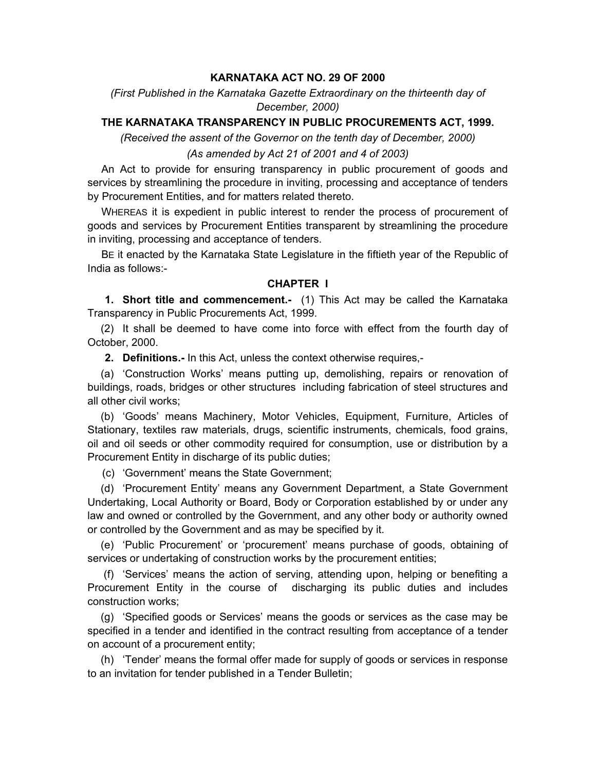**KARNATAKA ACT NO. 29 OF 2000**

*(First Published in the Karnataka Gazette Extraordinary on the thirteenth day of December, 2000)*

**THE KARNATAKA TRANSPARENCY IN PUBLIC PROCUREMENTS ACT, 1999.**

*(Received the assent of the Governor on the tenth day of December, 2000)*

*(As amended by Act 21 of 2001 and 4 of 2003)*

An Act to provide for ensuring transparency in public procurement of goods and services by streamlining the procedure in inviting, processing and acceptance of tenders by Procurement Entities, and for matters related thereto.

WHEREAS it is expedient in public interest to render the process of procurement of goods and services by Procurement Entities transparent by streamlining the procedure in inviting, processing and acceptance of tenders.

BE it enacted by the Karnataka State Legislature in the fiftieth year of the Republic of India as follows:-

**CHAPTER I**

**1. Short title and commencement.-** (1) This Act may be called the Karnataka Transparency in Public Procurements Act, 1999.

(2) It shall be deemed to have come into force with effect from the fourth day of October, 2000.

**2. Definitions.-** In this Act, unless the context otherwise requires,-

(a) 'Construction Works' means putting up, demolishing, repairs or renovation of buildings, roads, bridges or other structures including fabrication of steel structures and all other civil works;

(b) 'Goods' means Machinery, Motor Vehicles, Equipment, Furniture, Articles of Stationary, textiles raw materials, drugs, scientific instruments, chemicals, food grains, oil and oil seeds or other commodity required for consumption, use or distribution by a Procurement Entity in discharge of its public duties;

(c) 'Government' means the State Government;

(d) 'Procurement Entity' means any Government Department, a State Government Undertaking, Local Authority or Board, Body or Corporation established by or under any law and owned or controlled by the Government, and any other body or authority owned or controlled by the Government and as may be specified by it.

(e) 'Public Procurement' or 'procurement' means purchase of goods, obtaining of services or undertaking of construction works by the procurement entities;

(f) 'Services' means the action of serving, attending upon, helping or benefiting a Procurement Entity in the course of discharging its public duties and includes construction works;

(g) 'Specified goods or Services' means the goods or services as the case may be specified in a tender and identified in the contract resulting from acceptance of a tender on account of a procurement entity;

(h) 'Tender' means the formal offer made for supply of goods or services in response to an invitation for tender published in a Tender Bulletin;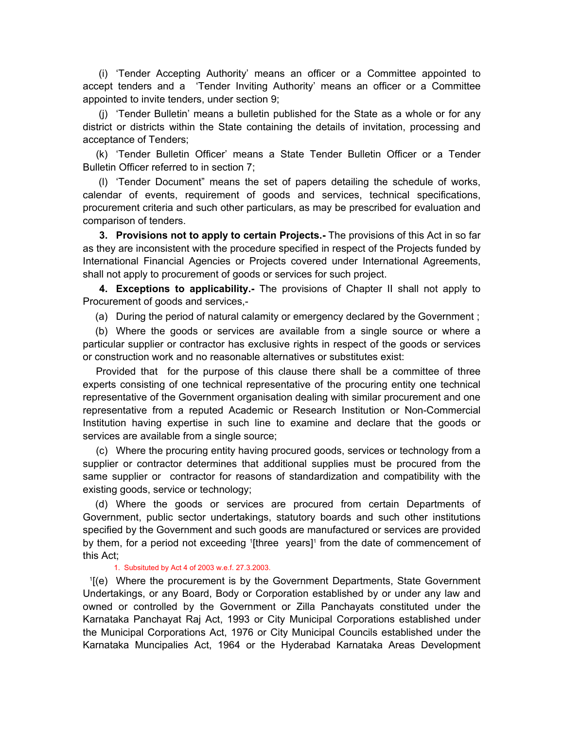(i) 'Tender Accepting Authority' means an officer or a Committee appointed to accept tenders and a 'Tender Inviting Authority' means an officer or a Committee appointed to invite tenders, under section 9;

(j) 'Tender Bulletin' means a bulletin published for the State as a whole or for any district or districts within the State containing the details of invitation, processing and acceptance of Tenders;

(k) 'Tender Bulletin Officer' means a State Tender Bulletin Officer or a Tender Bulletin Officer referred to in section 7;

(l) 'Tender Document" means the set of papers detailing the schedule of works, calendar of events, requirement of goods and services, technical specifications, procurement criteria and such other particulars, as may be prescribed for evaluation and comparison of tenders.

**3. Provisions not to apply to certain Projects.-** The provisions of this Act in so far as they are inconsistent with the procedure specified in respect of the Projects funded by International Financial Agencies or Projects covered under International Agreements, shall not apply to procurement of goods or services for such project.

**4. Exceptions to applicability.-** The provisions of Chapter II shall not apply to Procurement of goods and services,-

(a) During the period of natural calamity or emergency declared by the Government ;

(b) Where the goods or services are available from a single source or where a particular supplier or contractor has exclusive rights in respect of the goods or services or construction work and no reasonable alternatives or substitutes exist:

Provided that for the purpose of this clause there shall be a committee of three experts consisting of one technical representative of the procuring entity one technical representative of the Government organisation dealing with similar procurement and one representative from a reputed Academic or Research Institution or Non-Commercial Institution having expertise in such line to examine and declare that the goods or services are available from a single source;

(c) Where the procuring entity having procured goods, services or technology from a supplier or contractor determines that additional supplies must be procured from the same supplier or contractor for reasons of standardization and compatibility with the existing goods, service or technology;

(d) Where the goods or services are procured from certain Departments of Government, public sector undertakings, statutory boards and such other institutions specified by the Government and such goods are manufactured or services are provided by them, for a period not exceeding [1][three years][1] from the date of commencement of this Act;

1. Subsituted by Act 4 of 2003 w.e.f. 27.3.2003.

[1][(e) Where the procurement is by the Government Departments, State Government Undertakings, or any Board, Body or Corporation established by or under any law and owned or controlled by the Government or Zilla Panchayats constituted under the Karnataka Panchayat Raj Act, 1993 or City Municipal Corporations established under the Municipal Corporations Act, 1976 or City Municipal Councils established under the Karnataka Muncipalies Act, 1964 or the Hyderabad Karnataka Areas Development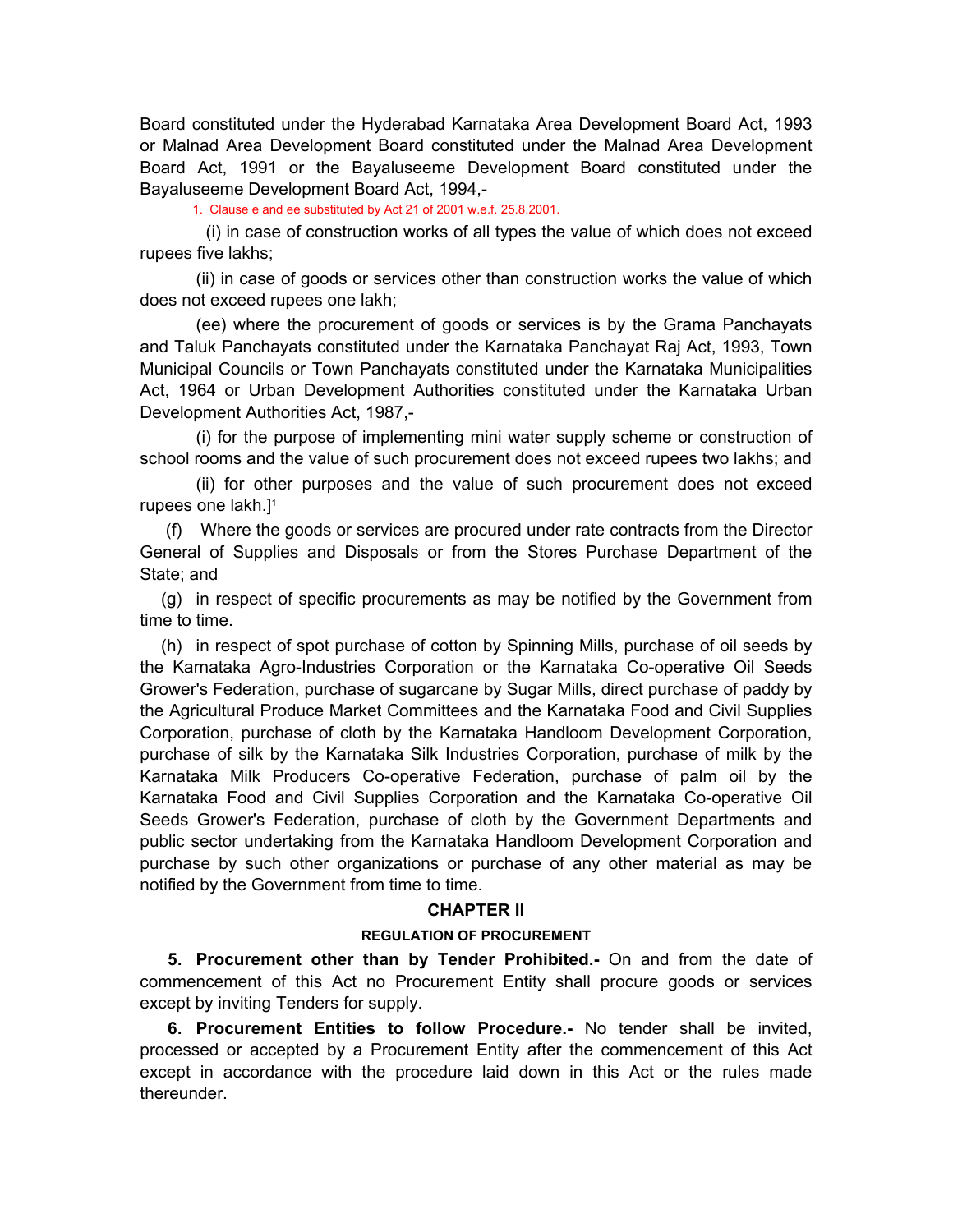Board constituted under the Hyderabad Karnataka Area Development Board Act, 1993 or Malnad Area Development Board constituted under the Malnad Area Development Board Act, 1991 or the Bayaluseeme Development Board constituted under the Bayaluseeme Development Board Act, 1994,-

1. Clause e and ee substituted by Act 21 of 2001 w.e.f. 25.8.2001.

(i) in case of construction works of all types the value of which does not exceed rupees five lakhs;

(ii) in case of goods or services other than construction works the value of which does not exceed rupees one lakh;

(ee) where the procurement of goods or services is by the Grama Panchayats and Taluk Panchayats constituted under the Karnataka Panchayat Raj Act, 1993, Town Municipal Councils or Town Panchayats constituted under the Karnataka Municipalities Act, 1964 or Urban Development Authorities constituted under the Karnataka Urban Development Authorities Act, 1987,-

(i) for the purpose of implementing mini water supply scheme or construction of school rooms and the value of such procurement does not exceed rupees two lakhs; and

(ii) for other purposes and the value of such procurement does not exceed rupees one lakh.][1]

(f) Where the goods or services are procured under rate contracts from the Director General of Supplies and Disposals or from the Stores Purchase Department of the State; and

(g) in respect of specific procurements as may be notified by the Government from time to time.

(h) in respect of spot purchase of cotton by Spinning Mills, purchase of oil seeds by the Karnataka Agro-Industries Corporation or the Karnataka Co-operative Oil Seeds Grower's Federation, purchase of sugarcane by Sugar Mills, direct purchase of paddy by the Agricultural Produce Market Committees and the Karnataka Food and Civil Supplies Corporation, purchase of cloth by the Karnataka Handloom Development Corporation, purchase of silk by the Karnataka Silk Industries Corporation, purchase of milk by the Karnataka Milk Producers Co-operative Federation, purchase of palm oil by the Karnataka Food and Civil Supplies Corporation and the Karnataka Co-operative Oil Seeds Grower's Federation, purchase of cloth by the Government Departments and public sector undertaking from the Karnataka Handloom Development Corporation and purchase by such other organizations or purchase of any other material as may be notified by the Government from time to time.

## CHAPTER II

### REGULATION OF PROCUREMENT

**5. Procurement other than by Tender Prohibited.-** On and from the date of commencement of this Act no Procurement Entity shall procure goods or services except by inviting Tenders for supply.

**6. Procurement Entities to follow Procedure.-** No tender shall be invited, processed or accepted by a Procurement Entity after the commencement of this Act except in accordance with the procedure laid down in this Act or the rules made thereunder.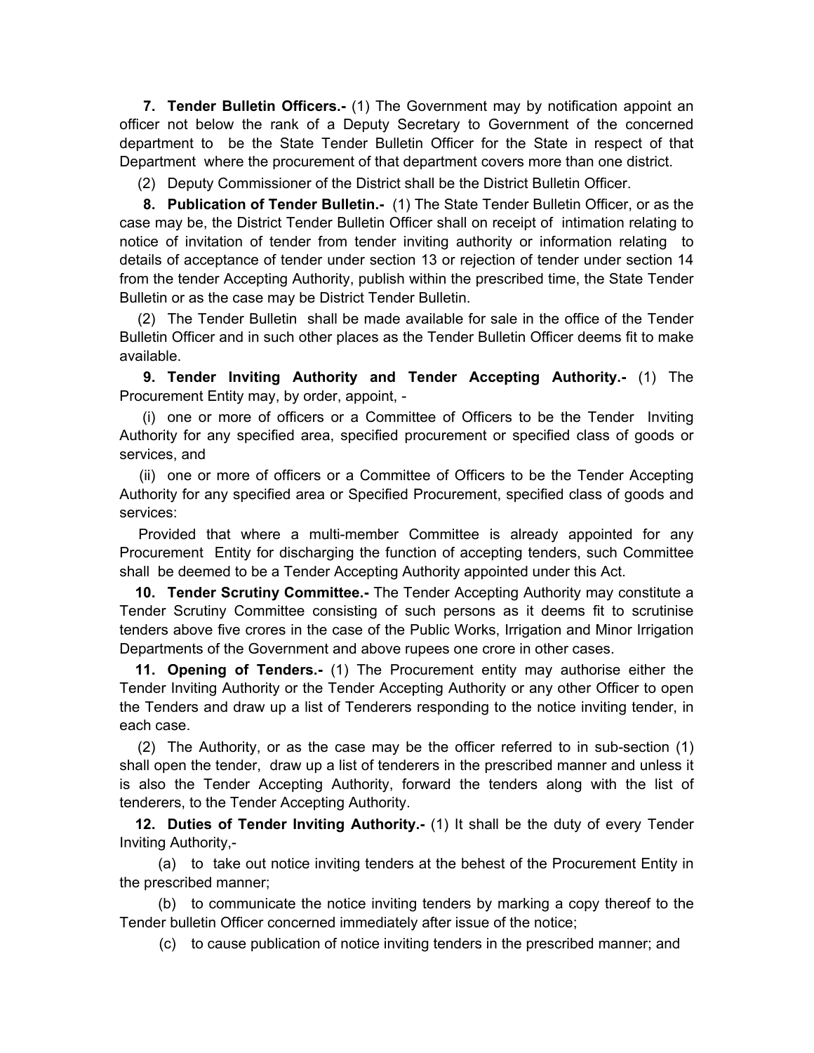**7. Tender Bulletin Officers.-** (1) The Government may by notification appoint an officer not below the rank of a Deputy Secretary to Government of the concerned department to be the State Tender Bulletin Officer for the State in respect of that Department where the procurement of that department covers more than one district.

(2) Deputy Commissioner of the District shall be the District Bulletin Officer.

**8. Publication of Tender Bulletin.-** (1) The State Tender Bulletin Officer, or as the case may be, the District Tender Bulletin Officer shall on receipt of intimation relating to notice of invitation of tender from tender inviting authority or information relating to details of acceptance of tender under section 13 or rejection of tender under section 14 from the tender Accepting Authority, publish within the prescribed time, the State Tender Bulletin or as the case may be District Tender Bulletin.

(2) The Tender Bulletin shall be made available for sale in the office of the Tender Bulletin Officer and in such other places as the Tender Bulletin Officer deems fit to make available.

**9. Tender Inviting Authority and Tender Accepting Authority.-** (1) The Procurement Entity may, by order, appoint, -

(i) one or more of officers or a Committee of Officers to be the Tender Inviting Authority for any specified area, specified procurement or specified class of goods or services, and

(ii) one or more of officers or a Committee of Officers to be the Tender Accepting Authority for any specified area or Specified Procurement, specified class of goods and services:

Provided that where a multi-member Committee is already appointed for any Procurement Entity for discharging the function of accepting tenders, such Committee shall be deemed to be a Tender Accepting Authority appointed under this Act.

**10. Tender Scrutiny Committee.-** The Tender Accepting Authority may constitute a Tender Scrutiny Committee consisting of such persons as it deems fit to scrutinise tenders above five crores in the case of the Public Works, Irrigation and Minor Irrigation Departments of the Government and above rupees one crore in other cases.

**11. Opening of Tenders.-** (1) The Procurement entity may authorise either the Tender Inviting Authority or the Tender Accepting Authority or any other Officer to open the Tenders and draw up a list of Tenderers responding to the notice inviting tender, in each case.

(2) The Authority, or as the case may be the officer referred to in sub-section (1) shall open the tender, draw up a list of tenderers in the prescribed manner and unless it is also the Tender Accepting Authority, forward the tenders along with the list of tenderers, to the Tender Accepting Authority.

**12. Duties of Tender Inviting Authority.-** (1) It shall be the duty of every Tender Inviting Authority,-

(a) to take out notice inviting tenders at the behest of the Procurement Entity in the prescribed manner;

(b) to communicate the notice inviting tenders by marking a copy thereof to the Tender bulletin Officer concerned immediately after issue of the notice;

(c) to cause publication of notice inviting tenders in the prescribed manner; and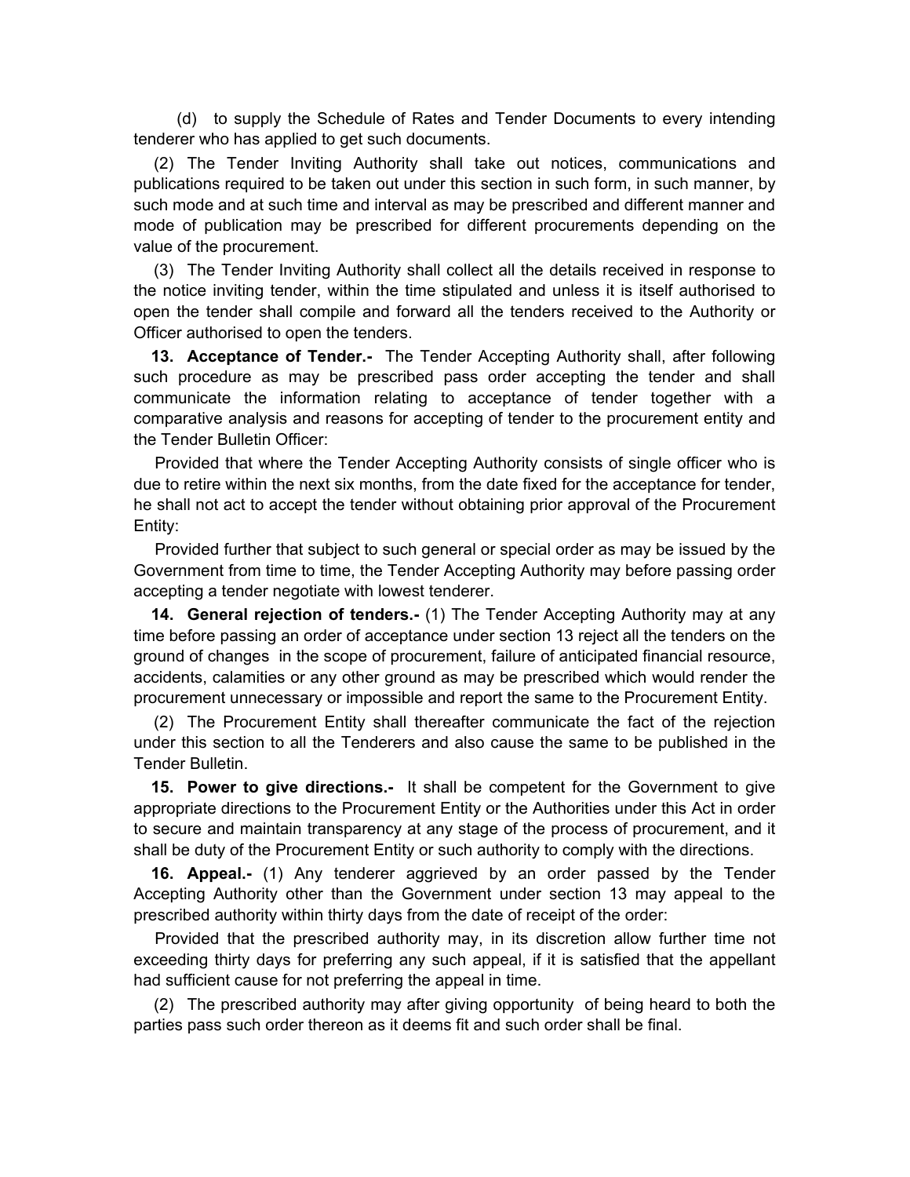(d) to supply the Schedule of Rates and Tender Documents to every intending tenderer who has applied to get such documents.

(2) The Tender Inviting Authority shall take out notices, communications and publications required to be taken out under this section in such form, in such manner, by such mode and at such time and interval as may be prescribed and different manner and mode of publication may be prescribed for different procurements depending on the value of the procurement.

(3) The Tender Inviting Authority shall collect all the details received in response to the notice inviting tender, within the time stipulated and unless it is itself authorised to open the tender shall compile and forward all the tenders received to the Authority or Officer authorised to open the tenders.

**13. Acceptance of Tender.-** The Tender Accepting Authority shall, after following such procedure as may be prescribed pass order accepting the tender and shall communicate the information relating to acceptance of tender together with a comparative analysis and reasons for accepting of tender to the procurement entity and the Tender Bulletin Officer:

Provided that where the Tender Accepting Authority consists of single officer who is due to retire within the next six months, from the date fixed for the acceptance for tender, he shall not act to accept the tender without obtaining prior approval of the Procurement Entity:

Provided further that subject to such general or special order as may be issued by the Government from time to time, the Tender Accepting Authority may before passing order accepting a tender negotiate with lowest tenderer.

**14. General rejection of tenders.-** (1) The Tender Accepting Authority may at any time before passing an order of acceptance under section 13 reject all the tenders on the ground of changes in the scope of procurement, failure of anticipated financial resource, accidents, calamities or any other ground as may be prescribed which would render the procurement unnecessary or impossible and report the same to the Procurement Entity.

(2) The Procurement Entity shall thereafter communicate the fact of the rejection under this section to all the Tenderers and also cause the same to be published in the Tender Bulletin.

**15. Power to give directions.-** It shall be competent for the Government to give appropriate directions to the Procurement Entity or the Authorities under this Act in order to secure and maintain transparency at any stage of the process of procurement, and it shall be duty of the Procurement Entity or such authority to comply with the directions.

**16. Appeal.-** (1) Any tenderer aggrieved by an order passed by the Tender Accepting Authority other than the Government under section 13 may appeal to the prescribed authority within thirty days from the date of receipt of the order:

Provided that the prescribed authority may, in its discretion allow further time not exceeding thirty days for preferring any such appeal, if it is satisfied that the appellant had sufficient cause for not preferring the appeal in time.

(2) The prescribed authority may after giving opportunity of being heard to both the parties pass such order thereon as it deems fit and such order shall be final.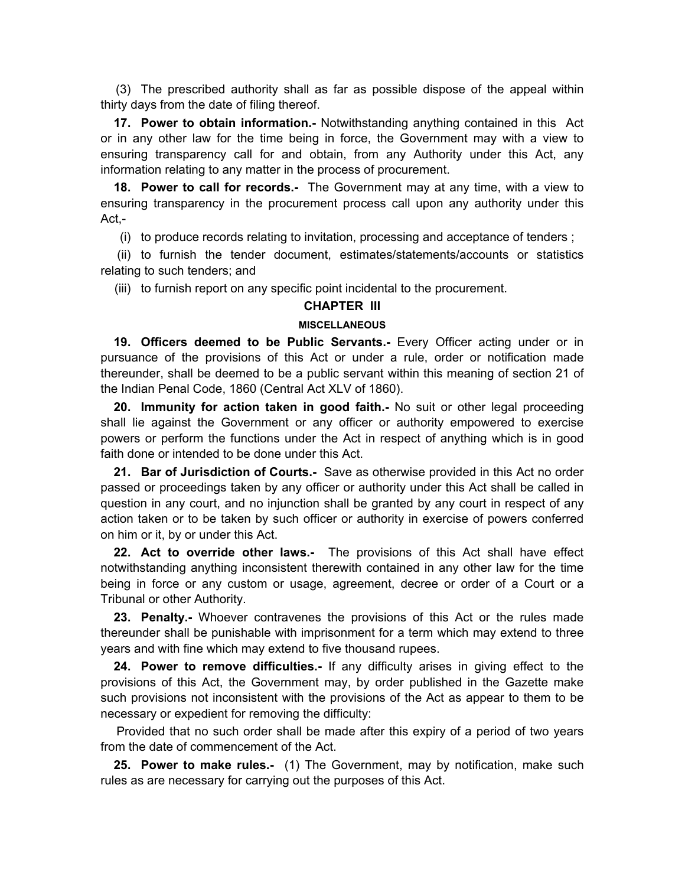(3) The prescribed authority shall as far as possible dispose of the appeal within thirty days from the date of filing thereof.

**17. Power to obtain information.-** Notwithstanding anything contained in this Act or in any other law for the time being in force, the Government may with a view to ensuring transparency call for and obtain, from any Authority under this Act, any information relating to any matter in the process of procurement.

**18. Power to call for records.-** The Government may at any time, with a view to ensuring transparency in the procurement process call upon any authority under this Act,-

(i) to produce records relating to invitation, processing and acceptance of tenders ;

(ii) to furnish the tender document, estimates/statements/accounts or statistics relating to such tenders; and

(iii) to furnish report on any specific point incidental to the procurement.

## CHAPTER III

### MISCELLANEOUS

**19. Officers deemed to be Public Servants.-** Every Officer acting under or in pursuance of the provisions of this Act or under a rule, order or notification made thereunder, shall be deemed to be a public servant within this meaning of section 21 of the Indian Penal Code, 1860 (Central Act XLV of 1860).

**20. Immunity for action taken in good faith.-** No suit or other legal proceeding shall lie against the Government or any officer or authority empowered to exercise powers or perform the functions under the Act in respect of anything which is in good faith done or intended to be done under this Act.

**21. Bar of Jurisdiction of Courts.-** Save as otherwise provided in this Act no order passed or proceedings taken by any officer or authority under this Act shall be called in question in any court, and no injunction shall be granted by any court in respect of any action taken or to be taken by such officer or authority in exercise of powers conferred on him or it, by or under this Act.

**22. Act to override other laws.-** The provisions of this Act shall have effect notwithstanding anything inconsistent therewith contained in any other law for the time being in force or any custom or usage, agreement, decree or order of a Court or a Tribunal or other Authority.

**23. Penalty.-** Whoever contravenes the provisions of this Act or the rules made thereunder shall be punishable with imprisonment for a term which may extend to three years and with fine which may extend to five thousand rupees.

**24. Power to remove difficulties.-** If any difficulty arises in giving effect to the provisions of this Act, the Government may, by order published in the Gazette make such provisions not inconsistent with the provisions of the Act as appear to them to be necessary or expedient for removing the difficulty:

Provided that no such order shall be made after this expiry of a period of two years from the date of commencement of the Act.

**25. Power to make rules.-** (1) The Government, may by notification, make such rules as are necessary for carrying out the purposes of this Act.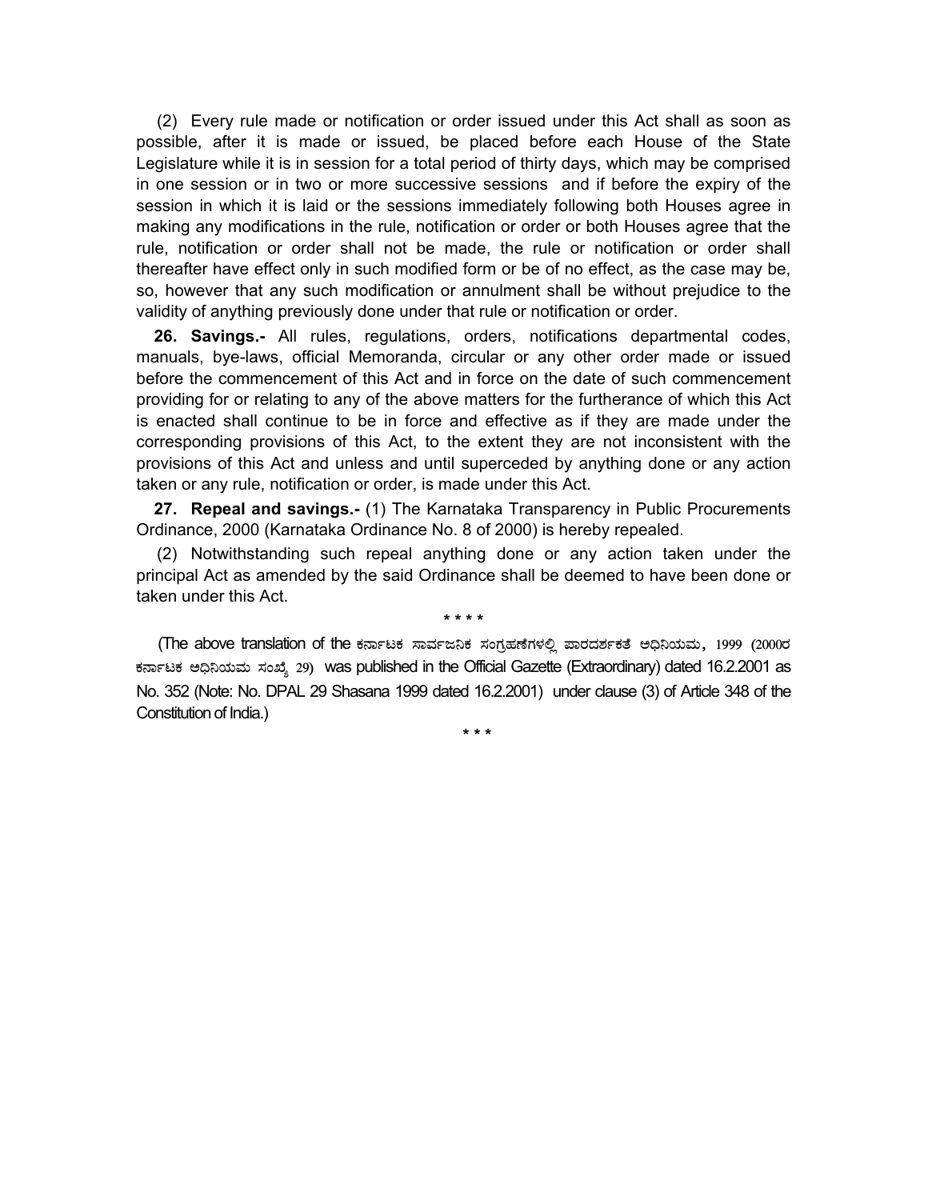(2) Every rule made or notification or order issued under this Act shall as soon as possible, after it is made or issued, be placed before each House of the State Legislature while it is in session for a total period of thirty days, which may be comprised in one session or in two or more successive sessions and if before the expiry of the session in which it is laid or the sessions immediately following both Houses agree in making any modifications in the rule, notification or order or both Houses agree that the rule, notification or order shall not be made, the rule or notification or order shall thereafter have effect only in such modified form or be of no effect, as the case may be, so, however that any such modification or annulment shall be without prejudice to the validity of anything previously done under that rule or notification or order.

**26. Savings.-** All rules, regulations, orders, notifications departmental codes, manuals, bye-laws, official Memoranda, circular or any other order made or issued before the commencement of this Act and in force on the date of such commencement providing for or relating to any of the above matters for the furtherance of which this Act is enacted shall continue to be in force and effective as if they are made under the corresponding provisions of this Act, to the extent they are not inconsistent with the provisions of this Act and unless and until superceded by anything done or any action taken or any rule, notification or order, is made under this Act.

**27. Repeal and savings.-** (1) The Karnataka Transparency in Public Procurements Ordinance, 2000 (Karnataka Ordinance No. 8 of 2000) is hereby repealed.

(2) Notwithstanding such repeal anything done or any action taken under the principal Act as amended by the said Ordinance shall be deemed to have been done or taken under this Act.

\* \* \* \*

(The above translation of the ಕರ್ನಾಟಕ ಸಾರ್ವಜನಿಕ ಸಂಗ್ರಹಣೆಗಳಲ್ಲಿ ಪಾರದರ್ಶಕತೆ ಅಧಿನಿಯಮ, 1999 (2000ರ ಕರ್ನಾಟಕ ಅಧಿನಿಯಮ ಸಂಖ್ಯೆ 29) was published in the Official Gazette (Extraordinary) dated 16.2.2001 as No. 352 (Note: No. DPAL 29 Shasana 1999 dated 16.2.2001) under clause (3) of Article 348 of the Constitution of India.)

\* \* \*